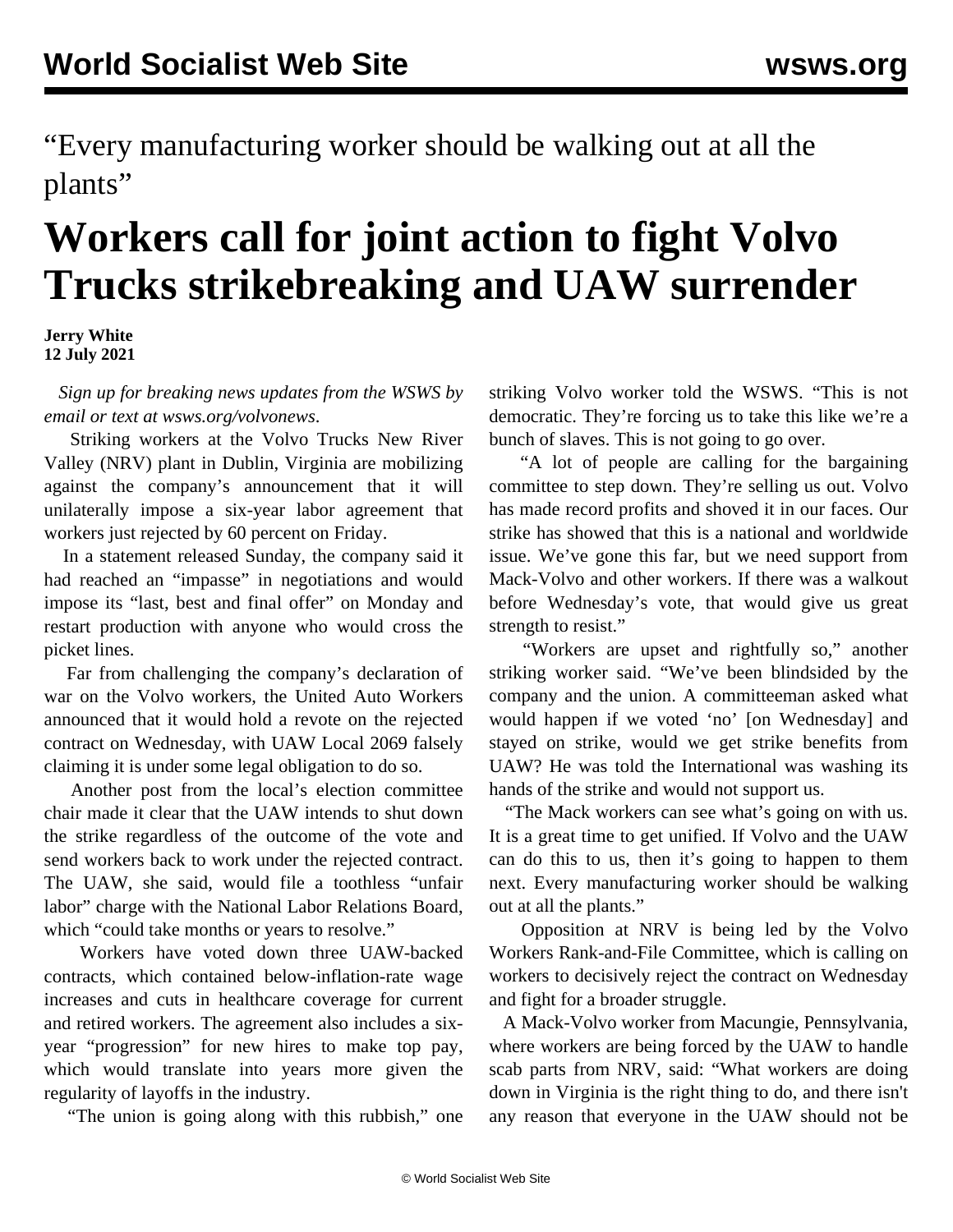“Every manufacturing worker should be walking out at all the plants”

# Workers call for joint action to fight Volvo Trucks strikebreaking and UAW surrender

**Jerry White**
**12 July 2021**

*Sign up for breaking news updates from the WSWS by email or text at wsws.org/volvonews.*

Striking workers at the Volvo Trucks New River Valley (NRV) plant in Dublin, Virginia are mobilizing against the company’s announcement that it will unilaterally impose a six-year labor agreement that workers just rejected by 60 percent on Friday.

In a statement released Sunday, the company said it had reached an “impasse” in negotiations and would impose its “last, best and final offer” on Monday and restart production with anyone who would cross the picket lines.

Far from challenging the company’s declaration of war on the Volvo workers, the United Auto Workers announced that it would hold a revote on the rejected contract on Wednesday, with UAW Local 2069 falsely claiming it is under some legal obligation to do so.

Another post from the local’s election committee chair made it clear that the UAW intends to shut down the strike regardless of the outcome of the vote and send workers back to work under the rejected contract. The UAW, she said, would file a toothless “unfair labor” charge with the National Labor Relations Board, which “could take months or years to resolve.”

Workers have voted down three UAW-backed contracts, which contained below-inflation-rate wage increases and cuts in healthcare coverage for current and retired workers. The agreement also includes a six-year “progression” for new hires to make top pay, which would translate into years more given the regularity of layoffs in the industry.

“The union is going along with this rubbish,” one striking Volvo worker told the WSWS. “This is not democratic. They’re forcing us to take this like we’re a bunch of slaves. This is not going to go over.

“A lot of people are calling for the bargaining committee to step down. They’re selling us out. Volvo has made record profits and shoved it in our faces. Our strike has showed that this is a national and worldwide issue. We’ve gone this far, but we need support from Mack-Volvo and other workers. If there was a walkout before Wednesday’s vote, that would give us great strength to resist.”

“Workers are upset and rightfully so,” another striking worker said. “We’ve been blindsided by the company and the union. A committeeman asked what would happen if we voted ‘no’ [on Wednesday] and stayed on strike, would we get strike benefits from UAW? He was told the International was washing its hands of the strike and would not support us.

“The Mack workers can see what’s going on with us. It is a great time to get unified. If Volvo and the UAW can do this to us, then it’s going to happen to them next. Every manufacturing worker should be walking out at all the plants.”

Opposition at NRV is being led by the Volvo Workers Rank-and-File Committee, which is calling on workers to decisively reject the contract on Wednesday and fight for a broader struggle.

A Mack-Volvo worker from Macungie, Pennsylvania, where workers are being forced by the UAW to handle scab parts from NRV, said: “What workers are doing down in Virginia is the right thing to do, and there isn't any reason that everyone in the UAW should not be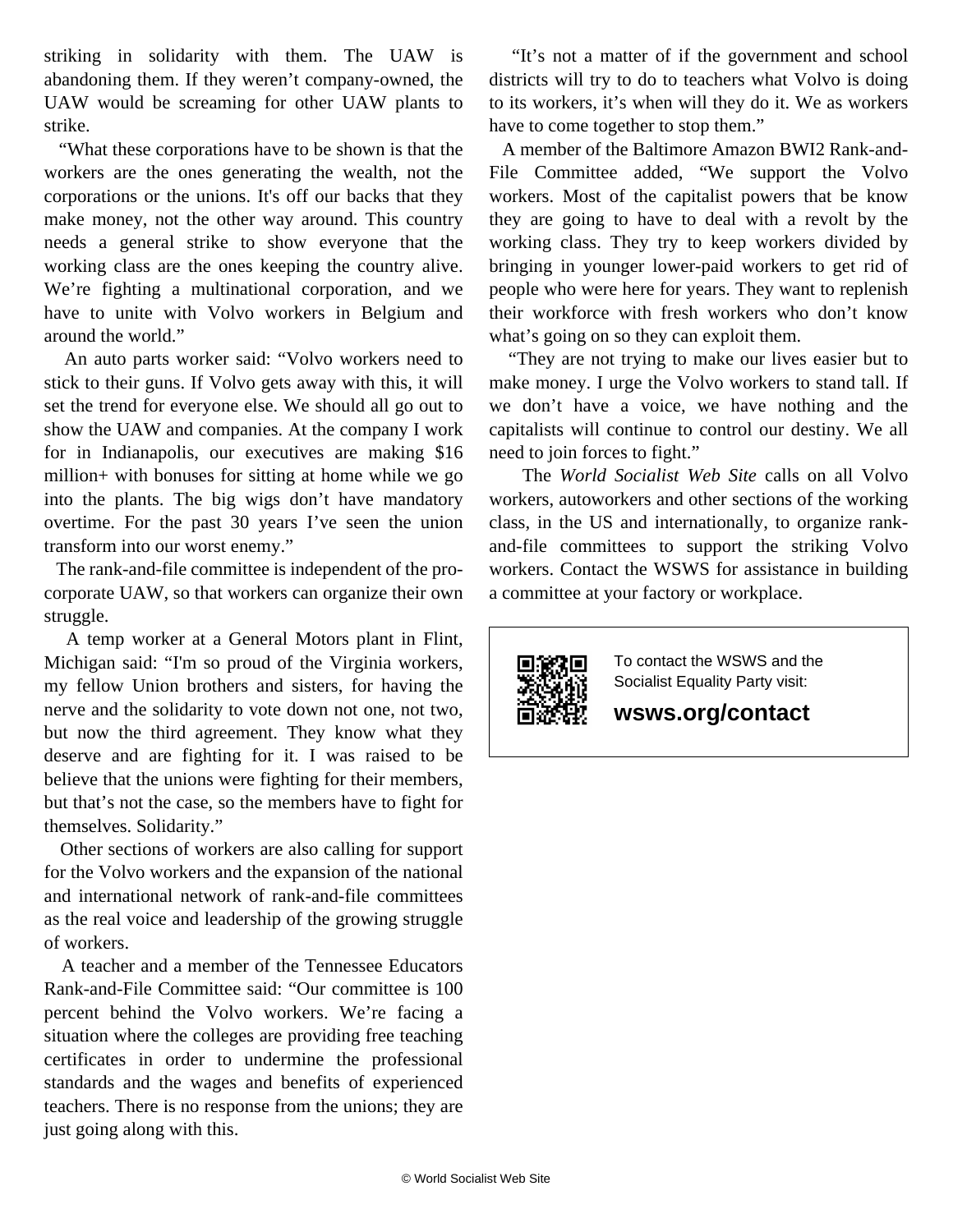striking in solidarity with them. The UAW is abandoning them. If they weren't company-owned, the UAW would be screaming for other UAW plants to strike.

"What these corporations have to be shown is that the workers are the ones generating the wealth, not the corporations or the unions. It's off our backs that they make money, not the other way around. This country needs a general strike to show everyone that the working class are the ones keeping the country alive. We're fighting a multinational corporation, and we have to unite with Volvo workers in Belgium and around the world."

An auto parts worker said: "Volvo workers need to stick to their guns. If Volvo gets away with this, it will set the trend for everyone else. We should all go out to show the UAW and companies. At the company I work for in Indianapolis, our executives are making $16 million+ with bonuses for sitting at home while we go into the plants. The big wigs don't have mandatory overtime. For the past 30 years I've seen the union transform into our worst enemy."

The rank-and-file committee is independent of the pro-corporate UAW, so that workers can organize their own struggle.

A temp worker at a General Motors plant in Flint, Michigan said: "I'm so proud of the Virginia workers, my fellow Union brothers and sisters, for having the nerve and the solidarity to vote down not one, not two, but now the third agreement. They know what they deserve and are fighting for it. I was raised to be believe that the unions were fighting for their members, but that's not the case, so the members have to fight for themselves. Solidarity."

Other sections of workers are also calling for support for the Volvo workers and the expansion of the national and international network of rank-and-file committees as the real voice and leadership of the growing struggle of workers.

A teacher and a member of the Tennessee Educators Rank-and-File Committee said: "Our committee is 100 percent behind the Volvo workers. We're facing a situation where the colleges are providing free teaching certificates in order to undermine the professional standards and the wages and benefits of experienced teachers. There is no response from the unions; they are just going along with this.

"It's not a matter of if the government and school districts will try to do to teachers what Volvo is doing to its workers, it's when will they do it. We as workers have to come together to stop them."

A member of the Baltimore Amazon BWI2 Rank-and-File Committee added, "We support the Volvo workers. Most of the capitalist powers that be know they are going to have to deal with a revolt by the working class. They try to keep workers divided by bringing in younger lower-paid workers to get rid of people who were here for years. They want to replenish their workforce with fresh workers who don't know what's going on so they can exploit them.

"They are not trying to make our lives easier but to make money. I urge the Volvo workers to stand tall. If we don't have a voice, we have nothing and the capitalists will continue to control our destiny. We all need to join forces to fight."

The *World Socialist Web Site* calls on all Volvo workers, autoworkers and other sections of the working class, in the US and internationally, to organize rank-and-file committees to support the striking Volvo workers. Contact the WSWS for assistance in building a committee at your factory or workplace.

To contact the WSWS and the Socialist Equality Party visit:

**wsws.org/contact**